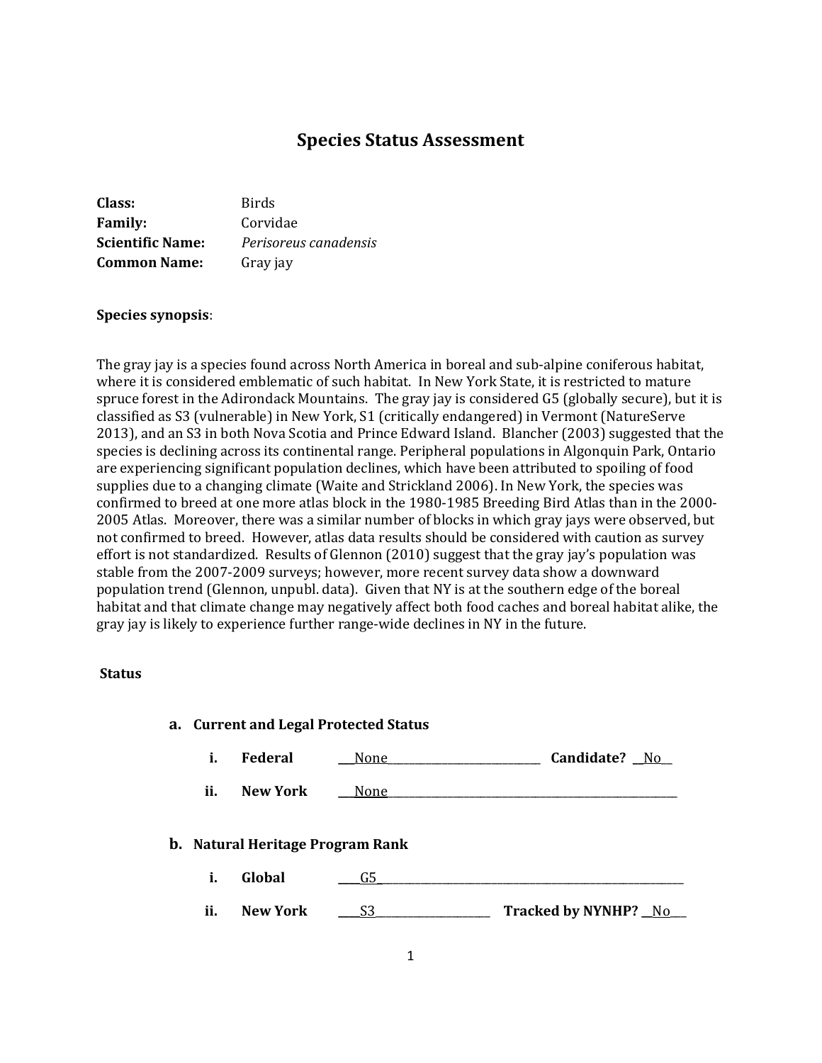# Species Status Assessment

**Class:** Birds
**Family:** Corvidae
**Scientific Name:** *Perisoreus canadensis*
**Common Name:** Gray jay

**Species synopsis**:

The gray jay is a species found across North America in boreal and sub-alpine coniferous habitat, where it is considered emblematic of such habitat. In New York State, it is restricted to mature spruce forest in the Adirondack Mountains. The gray jay is considered G5 (globally secure), but it is classified as S3 (vulnerable) in New York, S1 (critically endangered) in Vermont (NatureServe 2013), and an S3 in both Nova Scotia and Prince Edward Island. Blancher (2003) suggested that the species is declining across its continental range. Peripheral populations in Algonquin Park, Ontario are experiencing significant population declines, which have been attributed to spoiling of food supplies due to a changing climate (Waite and Strickland 2006). In New York, the species was confirmed to breed at one more atlas block in the 1980-1985 Breeding Bird Atlas than in the 2000-2005 Atlas. Moreover, there was a similar number of blocks in which gray jays were observed, but not confirmed to breed. However, atlas data results should be considered with caution as survey effort is not standardized. Results of Glennon (2010) suggest that the gray jay's population was stable from the 2007-2009 surveys; however, more recent survey data show a downward population trend (Glennon, unpubl. data). Given that NY is at the southern edge of the boreal habitat and that climate change may negatively affect both food caches and boreal habitat alike, the gray jay is likely to experience further range-wide declines in NY in the future.

**Status**

**a. Current and Legal Protected Status**

**i. Federal** ___None___ **Candidate?** __No__

**ii. New York** ___None___

**b. Natural Heritage Program Rank**

**i. Global** ____G5____

**ii. New York** ____S3____ **Tracked by NYNHP?** __No__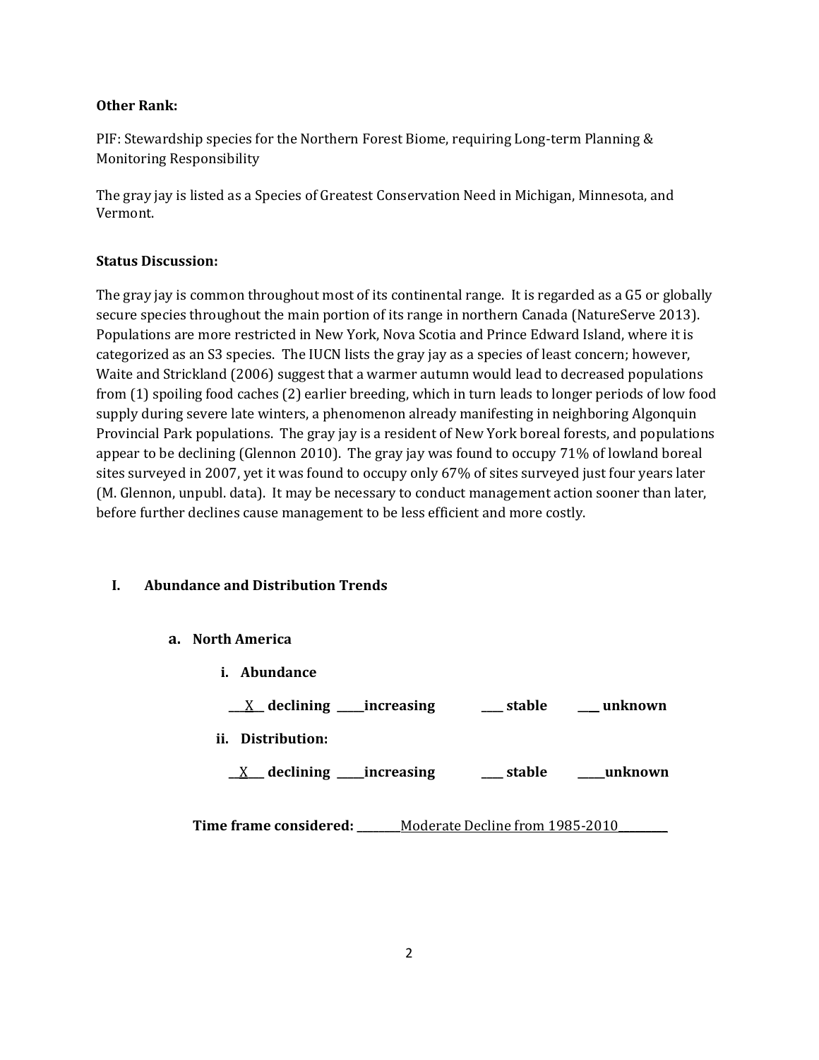**Other Rank:**

PIF: Stewardship species for the Northern Forest Biome, requiring Long-term Planning & Monitoring Responsibility

The gray jay is listed as a Species of Greatest Conservation Need in Michigan, Minnesota, and Vermont.

**Status Discussion:**

The gray jay is common throughout most of its continental range. It is regarded as a G5 or globally secure species throughout the main portion of its range in northern Canada (NatureServe 2013). Populations are more restricted in New York, Nova Scotia and Prince Edward Island, where it is categorized as an S3 species. The IUCN lists the gray jay as a species of least concern; however, Waite and Strickland (2006) suggest that a warmer autumn would lead to decreased populations from (1) spoiling food caches (2) earlier breeding, which in turn leads to longer periods of low food supply during severe late winters, a phenomenon already manifesting in neighboring Algonquin Provincial Park populations. The gray jay is a resident of New York boreal forests, and populations appear to be declining (Glennon 2010). The gray jay was found to occupy 71% of lowland boreal sites surveyed in 2007, yet it was found to occupy only 67% of sites surveyed just four years later (M. Glennon, unpubl. data). It may be necessary to conduct management action sooner than later, before further declines cause management to be less efficient and more costly.

## I. Abundance and Distribution Trends

### a. North America

**i. Abundance**

**\_\_X\_\_ declining \_\_\_\_\_increasing \_\_\_\_ stable \_\_\_ unknown**

**ii. Distribution:**

**\_\_X\_\_\_ declining \_\_\_\_\_increasing \_\_\_\_ stable \_\_\_\_\_unknown**

**Time frame considered:** \_\_\_\_\_\_\_\_Moderate Decline from 1985-2010\_\_\_\_\_\_\_\_\_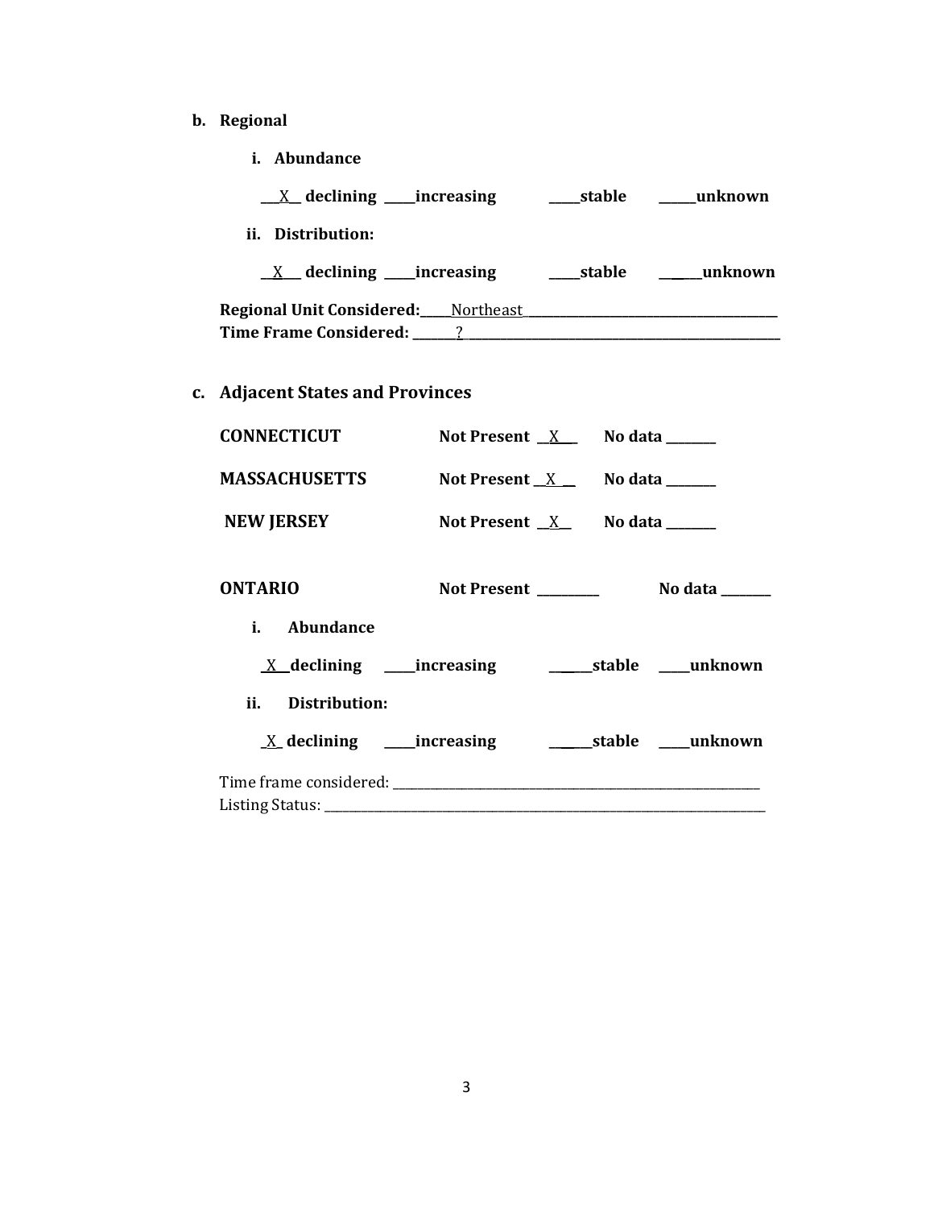**b. Regional**

**i. Abundance**

__X__ **declining** ____**increasing** ____**stable** _____**unknown**

**ii. Distribution:**

__X__ **declining** ____**increasing** ____**stable** _____**unknown**

**Regional Unit Considered:**____Northeast________________________________________
**Time Frame Considered:** _______?_______________________________________________

**c. Adjacent States and Provinces**

**CONNECTICUT** **Not Present** __X__ **No data** _______

**MASSACHUSETTS** **Not Present** __X__ **No data** _______

**NEW JERSEY** **Not Present** __X__ **No data** _______

**ONTARIO** **Not Present** _________ **No data** _______

**i. Abundance**

_X__**declining** ____**increasing** ______**stable** ____**unknown**

**ii. Distribution:**

_X_ **declining** ____**increasing** ______**stable** ____**unknown**

Time frame considered: ___________________________________________________________
Listing Status: _________________________________________________________________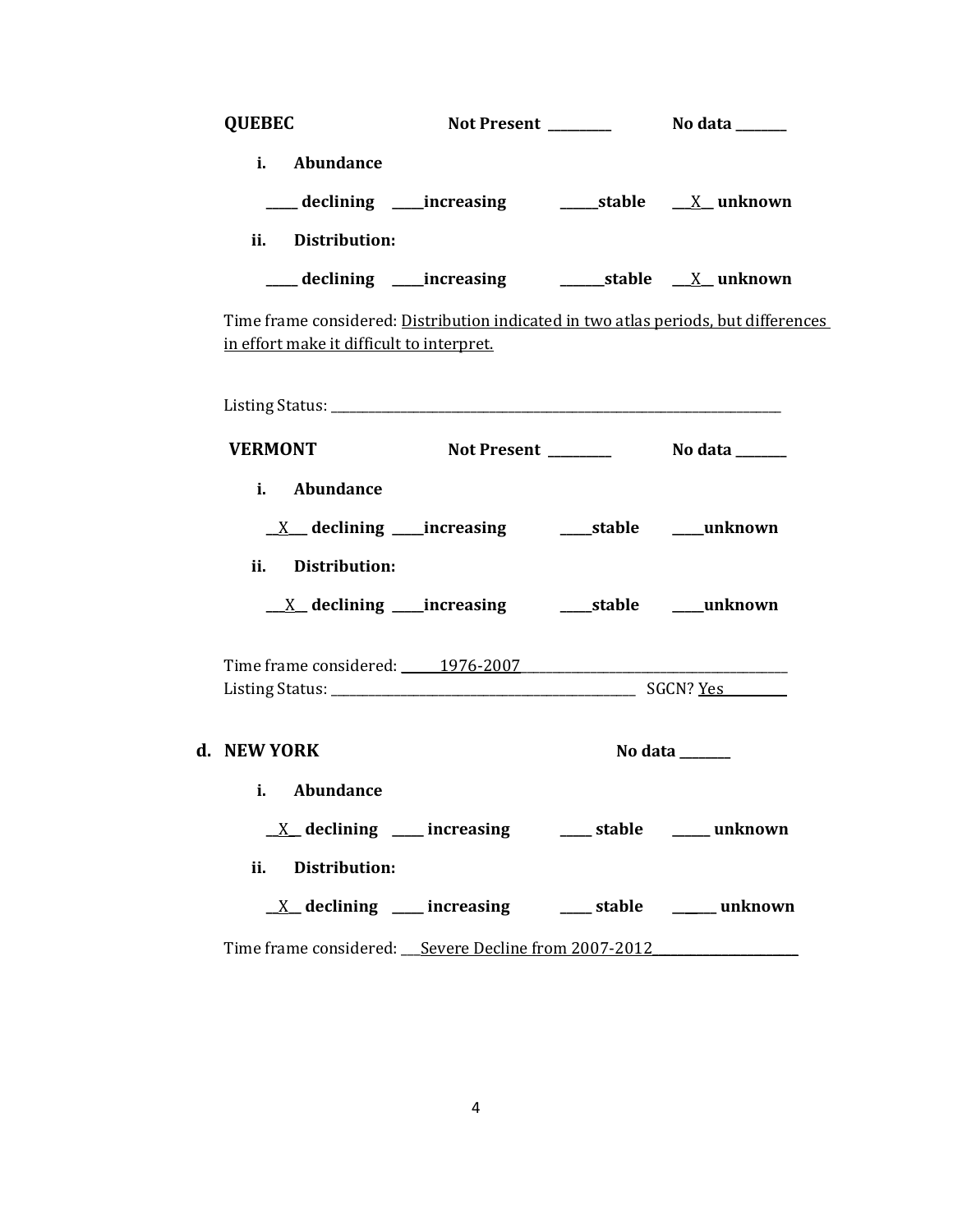**QUEBEC** **Not Present** _________ **No data** _______

**i. Abundance**

_____ **declining** _____**increasing** ______**stable** __X__ **unknown**

**ii. Distribution:**

_____ **declining** _____**increasing** _______**stable** __X__ **unknown**

Time frame considered: Distribution indicated in two atlas periods, but differences in effort make it difficult to interpret.

Listing Status: ___________________________________________________________________________

**VERMONT** **Not Present** _________ **No data** _______

**i. Abundance**

__X__ **declining** _____**increasing** _____**stable** _____**unknown**

**ii. Distribution:**

__X__ **declining** _____**increasing** _____**stable** _____**unknown**

Time frame considered: ______1976-2007____________________________________________
Listing Status: ________________________________________________ SGCN? Yes__________

**d. NEW YORK** **No data** _______

**i. Abundance**

__X__ **declining** _____ **increasing** _____ **stable** ______ **unknown**

**ii. Distribution:**

__X__ **declining** _____ **increasing** _____ **stable** ______ **unknown**

Time frame considered: ___Severe Decline from 2007-2012______________________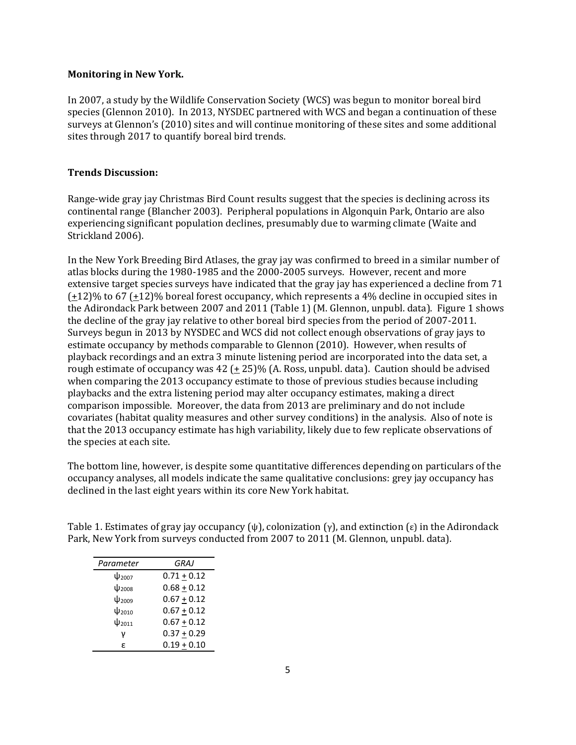**Monitoring in New York.**

In 2007, a study by the Wildlife Conservation Society (WCS) was begun to monitor boreal bird species (Glennon 2010). In 2013, NYSDEC partnered with WCS and began a continuation of these surveys at Glennon's (2010) sites and will continue monitoring of these sites and some additional sites through 2017 to quantify boreal bird trends.

**Trends Discussion:**

Range-wide gray jay Christmas Bird Count results suggest that the species is declining across its continental range (Blancher 2003). Peripheral populations in Algonquin Park, Ontario are also experiencing significant population declines, presumably due to warming climate (Waite and Strickland 2006).

In the New York Breeding Bird Atlases, the gray jay was confirmed to breed in a similar number of atlas blocks during the 1980-1985 and the 2000-2005 surveys. However, recent and more extensive target species surveys have indicated that the gray jay has experienced a decline from 71 ($\pm$12)% to 67 ($\pm$12)% boreal forest occupancy, which represents a 4% decline in occupied sites in the Adirondack Park between 2007 and 2011 (Table 1) (M. Glennon, unpubl. data). Figure 1 shows the decline of the gray jay relative to other boreal bird species from the period of 2007-2011. Surveys begun in 2013 by NYSDEC and WCS did not collect enough observations of gray jays to estimate occupancy by methods comparable to Glennon (2010). However, when results of playback recordings and an extra 3 minute listening period are incorporated into the data set, a rough estimate of occupancy was 42 ($\pm$ 25)% (A. Ross, unpubl. data). Caution should be advised when comparing the 2013 occupancy estimate to those of previous studies because including playbacks and the extra listening period may alter occupancy estimates, making a direct comparison impossible. Moreover, the data from 2013 are preliminary and do not include covariates (habitat quality measures and other survey conditions) in the analysis. Also of note is that the 2013 occupancy estimate has high variability, likely due to few replicate observations of the species at each site.

The bottom line, however, is despite some quantitative differences depending on particulars of the occupancy analyses, all models indicate the same qualitative conclusions: grey jay occupancy has declined in the last eight years within its core New York habitat.

Table 1. Estimates of gray jay occupancy ($\psi$), colonization ($\gamma$), and extinction ($\varepsilon$) in the Adirondack Park, New York from surveys conducted from 2007 to 2011 (M. Glennon, unpubl. data).

| *Parameter* | *GRAJ* |
|---|---|
| $\psi_{2007}$ | 0.71 $\pm$ 0.12 |
| $\psi_{2008}$ | 0.68 $\pm$ 0.12 |
| $\psi_{2009}$ | 0.67 $\pm$ 0.12 |
| $\psi_{2010}$ | 0.67 $\pm$ 0.12 |
| $\psi_{2011}$ | 0.67 $\pm$ 0.12 |
| $\gamma$ | 0.37 $\pm$ 0.29 |
| $\varepsilon$ | 0.19 $\pm$ 0.10 |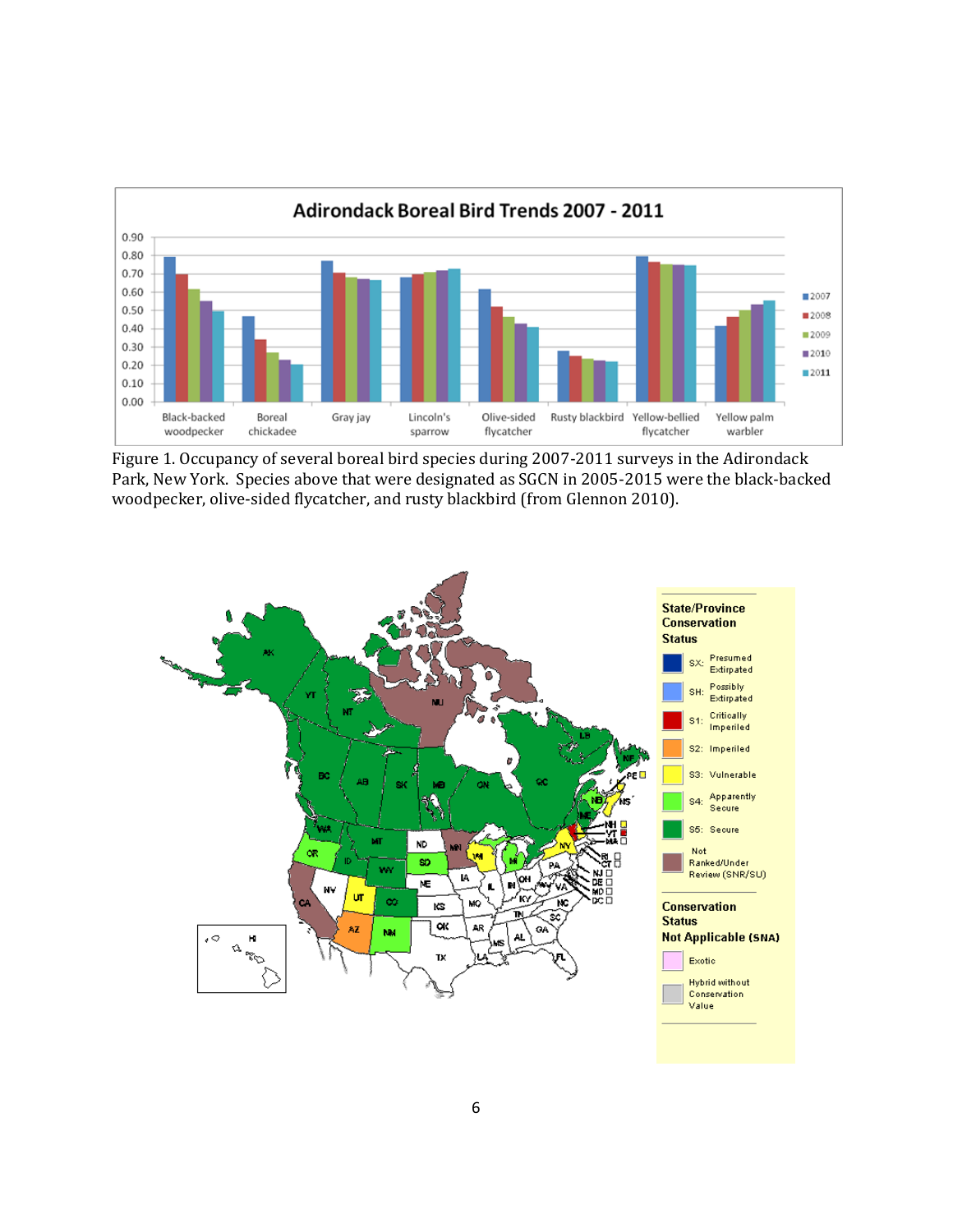Figure 1. Occupancy of several boreal bird species during 2007-2011 surveys in the Adirondack Park, New York. Species above that were designated as SGCN in 2005-2015 were the black-backed woodpecker, olive-sided flycatcher, and rusty blackbird (from Glennon 2010).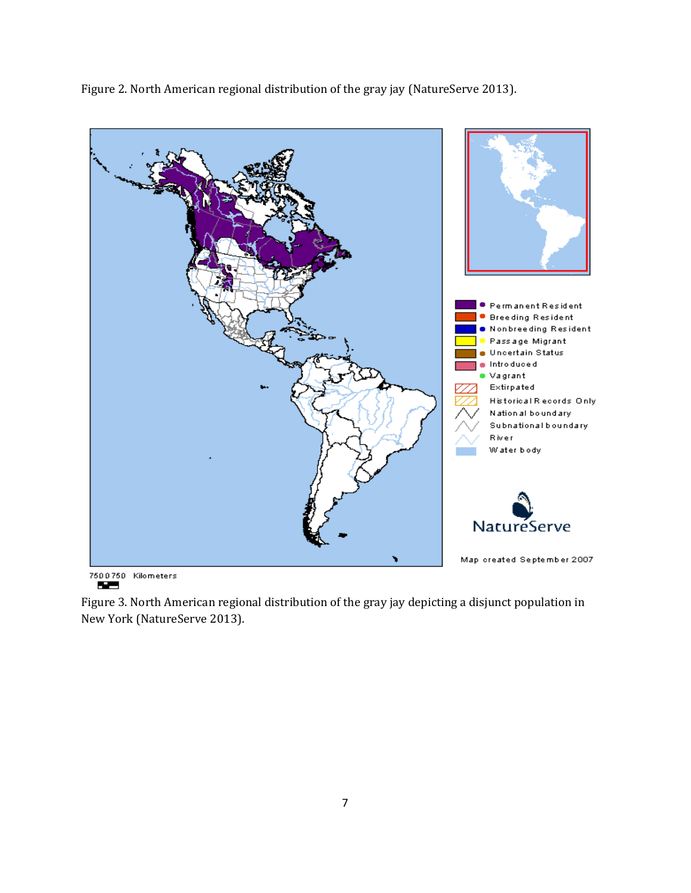Figure 2. North American regional distribution of the gray jay (NatureServe 2013).

Figure 3. North American regional distribution of the gray jay depicting a disjunct population in New York (NatureServe 2013).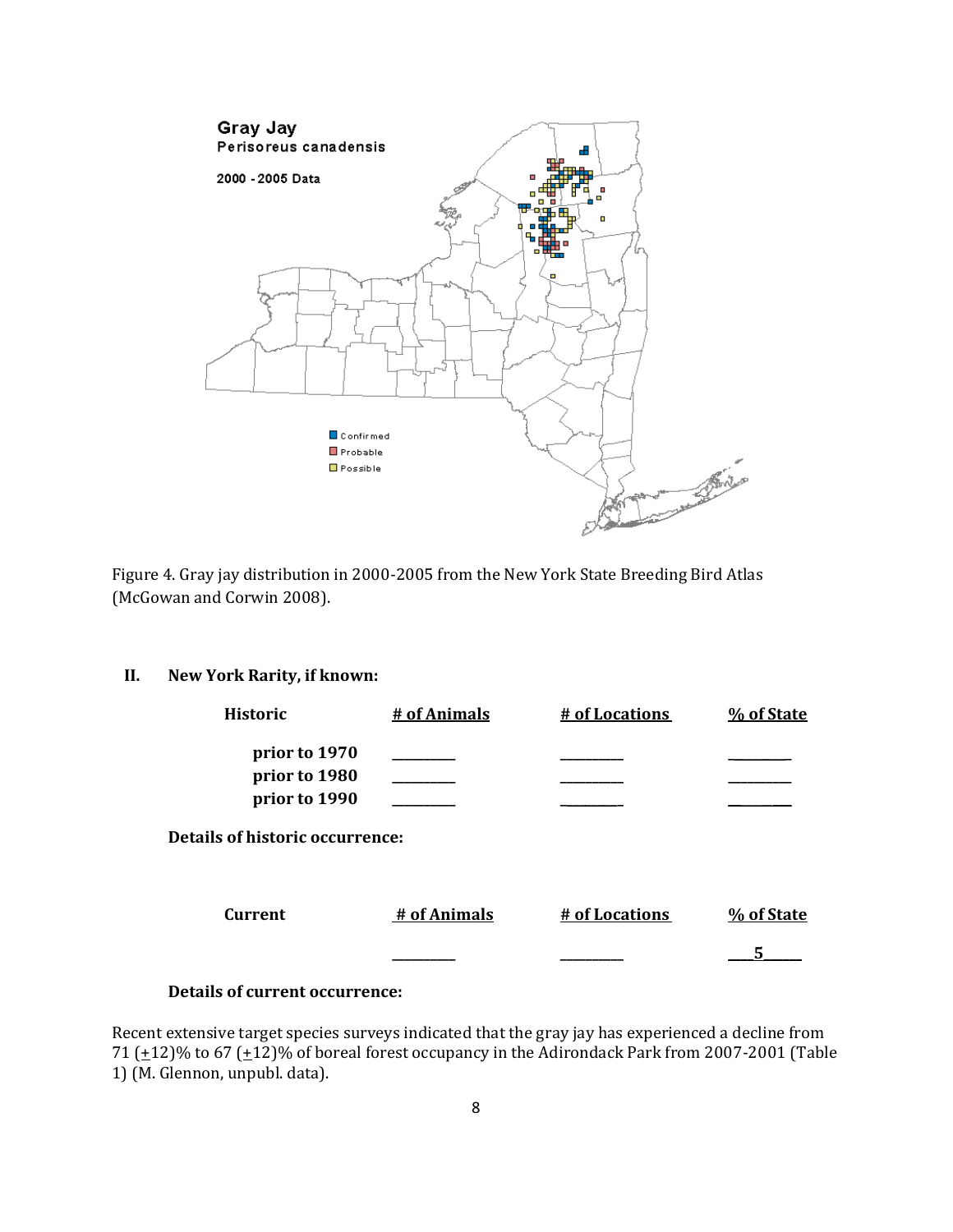Figure 4. Gray jay distribution in 2000-2005 from the New York State Breeding Bird Atlas (McGowan and Corwin 2008).

## II. New York Rarity, if known:

| Historic | # of Animals | # of Locations | % of State |
|---|---|---|---|
| prior to 1970 | _________ | _________ | _________ |
| prior to 1980 | _________ | _________ | _________ |
| prior to 1990 | _________ | _________ | _________ |

**Details of historic occurrence:**

| Current | # of Animals | # of Locations | % of State |
|---|---|---|---|
| | _________ | _________ | 5 |

**Details of current occurrence:**

Recent extensive target species surveys indicated that the gray jay has experienced a decline from 71 (+12)% to 67 (+12)% of boreal forest occupancy in the Adirondack Park from 2007-2001 (Table 1) (M. Glennon, unpubl. data).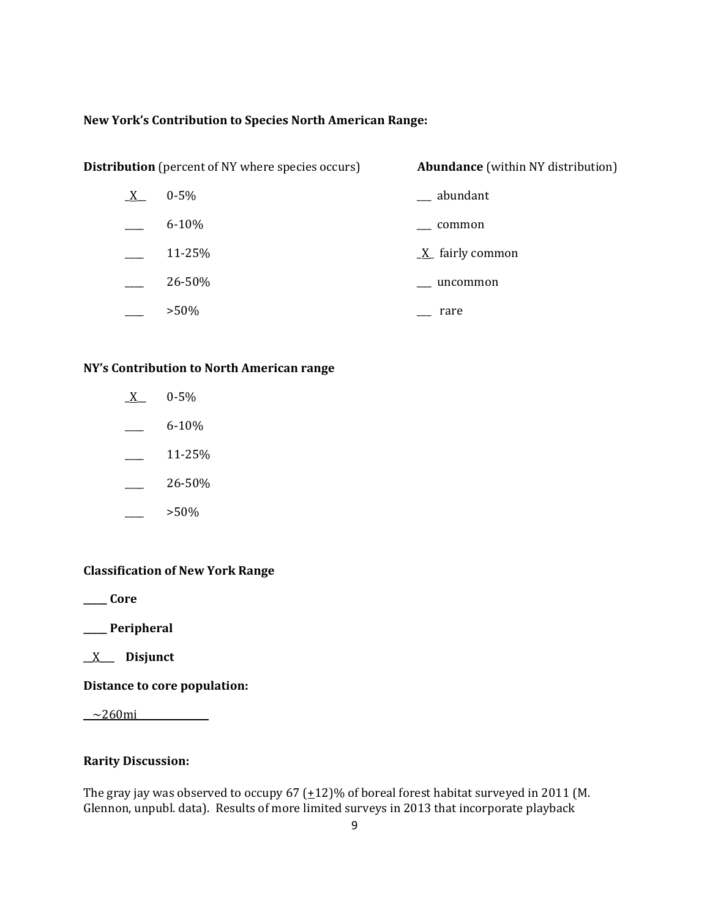**New York's Contribution to Species North American Range:**

| **Distribution** (percent of NY where species occurs) | | **Abundance** (within NY distribution) |
|---|---|---|
| _X_ | 0-5% | ___ abundant |
| ____ | 6-10% | ___ common |
| ____ | 11-25% | _X_ fairly common |
| ____ | 26-50% | ___ uncommon |
| ____ | >50% | ___ rare |

**NY's Contribution to North American range**

_X_ 0-5%

____ 6-10%

____ 11-25%

____ 26-50%

____ >50%

**Classification of New York Range**

_____ **Core**

_____ **Peripheral**

__X___ **Disjunct**

**Distance to core population:**

~260mi

**Rarity Discussion:**

The gray jay was observed to occupy 67 ($\pm$12)% of boreal forest habitat surveyed in 2011 (M. Glennon, unpubl. data). Results of more limited surveys in 2013 that incorporate playback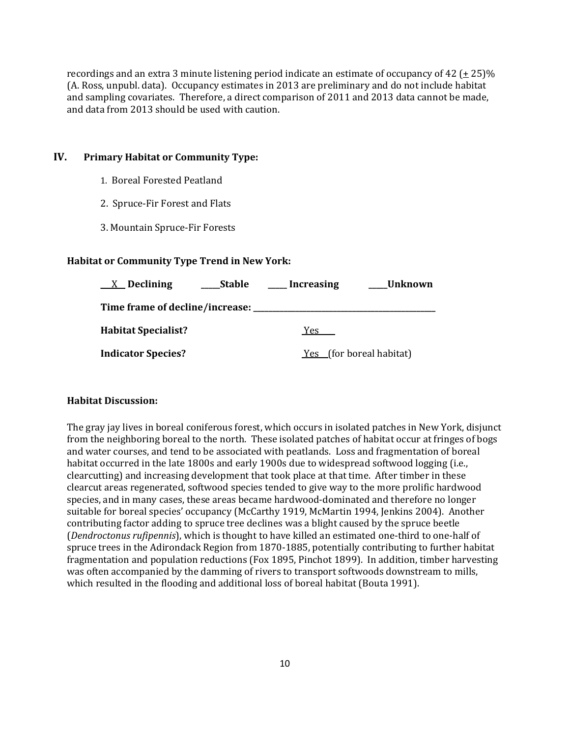recordings and an extra 3 minute listening period indicate an estimate of occupancy of 42 ($\pm$ 25)% (A. Ross, unpubl. data). Occupancy estimates in 2013 are preliminary and do not include habitat and sampling covariates. Therefore, a direct comparison of 2011 and 2013 data cannot be made, and data from 2013 should be used with caution.

## IV. Primary Habitat or Community Type:

1. Boreal Forested Peatland
2. Spruce-Fir Forest and Flats
3. Mountain Spruce-Fir Forests

**Habitat or Community Type Trend in New York:**

__X__ **Declining** _____**Stable** _____ **Increasing** _____**Unknown**

**Time frame of decline/increase:** _______________________________________________

**Habitat Specialist?** Yes

**Indicator Species?** Yes (for boreal habitat)

**Habitat Discussion:**

The gray jay lives in boreal coniferous forest, which occurs in isolated patches in New York, disjunct from the neighboring boreal to the north. These isolated patches of habitat occur at fringes of bogs and water courses, and tend to be associated with peatlands. Loss and fragmentation of boreal habitat occurred in the late 1800s and early 1900s due to widespread softwood logging (i.e., clearcutting) and increasing development that took place at that time. After timber in these clearcut areas regenerated, softwood species tended to give way to the more prolific hardwood species, and in many cases, these areas became hardwood-dominated and therefore no longer suitable for boreal species' occupancy (McCarthy 1919, McMartin 1994, Jenkins 2004). Another contributing factor adding to spruce tree declines was a blight caused by the spruce beetle (*Dendroctonus rufipennis*), which is thought to have killed an estimated one-third to one-half of spruce trees in the Adirondack Region from 1870-1885, potentially contributing to further habitat fragmentation and population reductions (Fox 1895, Pinchot 1899). In addition, timber harvesting was often accompanied by the damming of rivers to transport softwoods downstream to mills, which resulted in the flooding and additional loss of boreal habitat (Bouta 1991).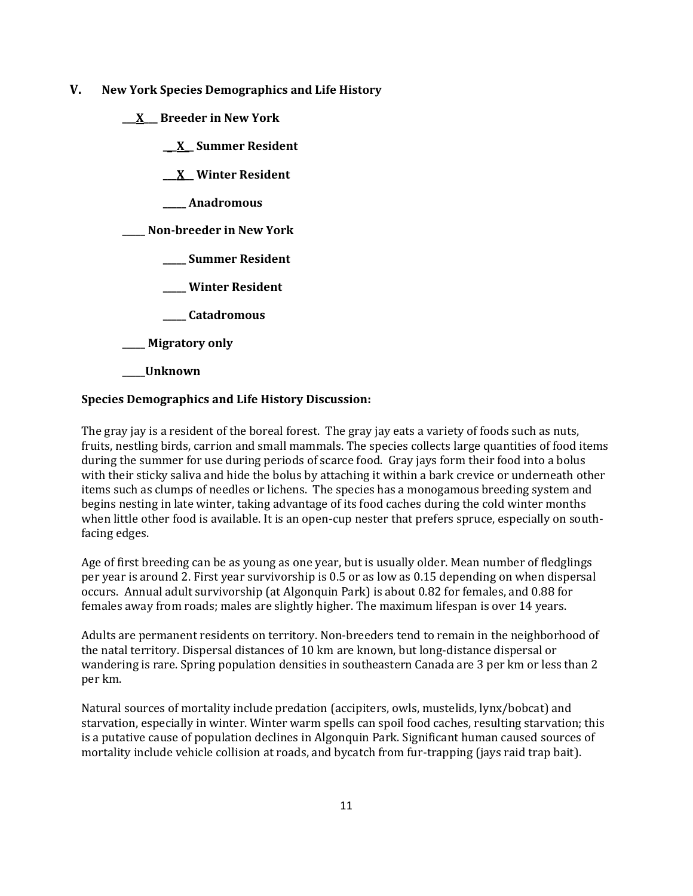## V. New York Species Demographics and Life History

___X___ Breeder in New York

  _ _X_ _ Summer Resident

  ___X__ Winter Resident

  _____ Anadromous

_____ Non-breeder in New York

  _____ Summer Resident

  _____ Winter Resident

  _____ Catadromous

_____ Migratory only

_____Unknown

**Species Demographics and Life History Discussion:**

The gray jay is a resident of the boreal forest. The gray jay eats a variety of foods such as nuts, fruits, nestling birds, carrion and small mammals. The species collects large quantities of food items during the summer for use during periods of scarce food. Gray jays form their food into a bolus with their sticky saliva and hide the bolus by attaching it within a bark crevice or underneath other items such as clumps of needles or lichens. The species has a monogamous breeding system and begins nesting in late winter, taking advantage of its food caches during the cold winter months when little other food is available. It is an open-cup nester that prefers spruce, especially on south-facing edges.

Age of first breeding can be as young as one year, but is usually older. Mean number of fledglings per year is around 2. First year survivorship is 0.5 or as low as 0.15 depending on when dispersal occurs. Annual adult survivorship (at Algonquin Park) is about 0.82 for females, and 0.88 for females away from roads; males are slightly higher. The maximum lifespan is over 14 years.

Adults are permanent residents on territory. Non-breeders tend to remain in the neighborhood of the natal territory. Dispersal distances of 10 km are known, but long-distance dispersal or wandering is rare. Spring population densities in southeastern Canada are 3 per km or less than 2 per km.

Natural sources of mortality include predation (accipiters, owls, mustelids, lynx/bobcat) and starvation, especially in winter. Winter warm spells can spoil food caches, resulting starvation; this is a putative cause of population declines in Algonquin Park. Significant human caused sources of mortality include vehicle collision at roads, and bycatch from fur-trapping (jays raid trap bait).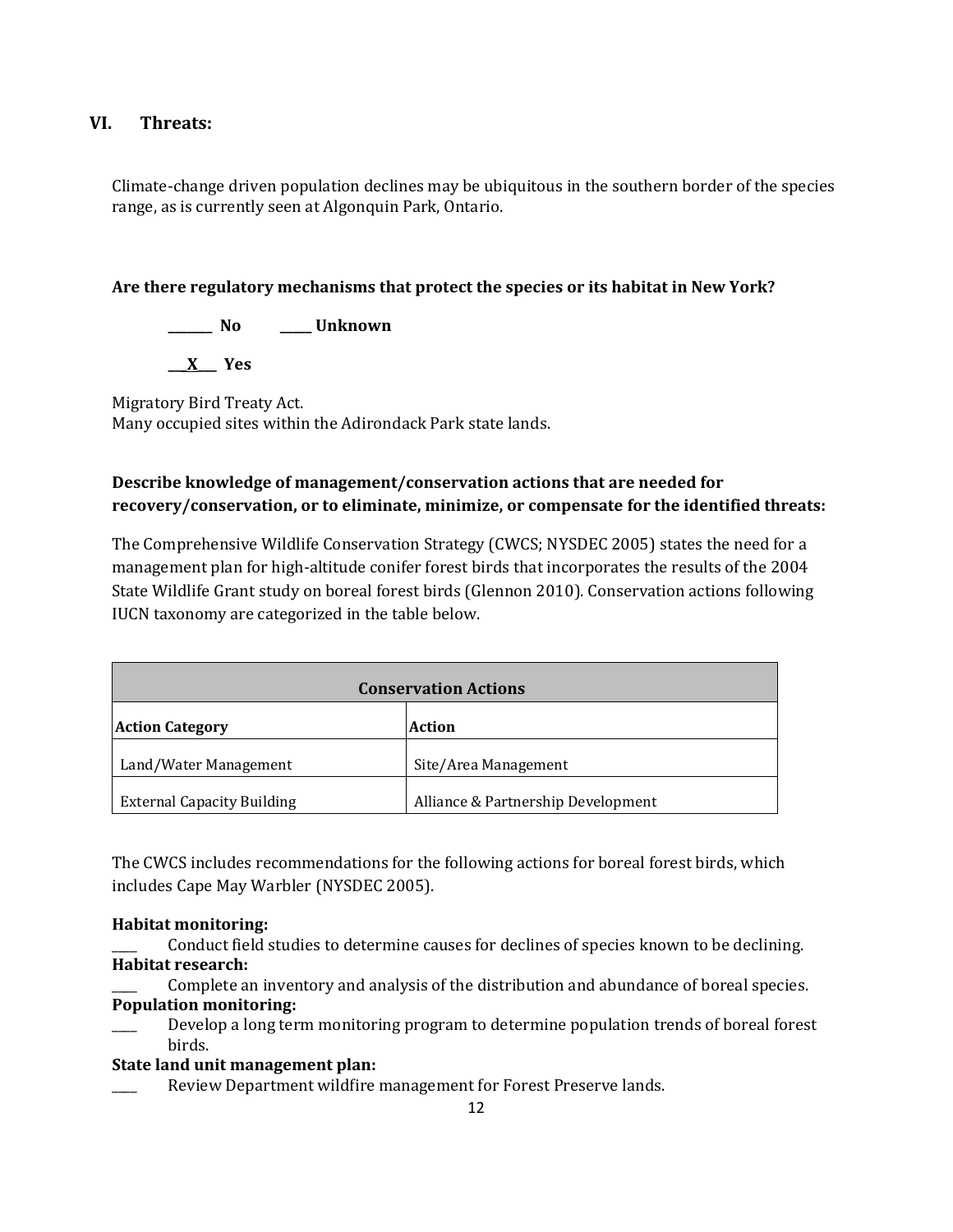## VI. Threats:

Climate-change driven population declines may be ubiquitous in the southern border of the species range, as is currently seen at Algonquin Park, Ontario.

**Are there regulatory mechanisms that protect the species or its habitat in New York?**

**_______ No** **_____ Unknown**

**___X___ Yes**

Migratory Bird Treaty Act.
Many occupied sites within the Adirondack Park state lands.

**Describe knowledge of management/conservation actions that are needed for recovery/conservation, or to eliminate, minimize, or compensate for the identified threats:**

The Comprehensive Wildlife Conservation Strategy (CWCS; NYSDEC 2005) states the need for a management plan for high-altitude conifer forest birds that incorporates the results of the 2004 State Wildlife Grant study on boreal forest birds (Glennon 2010). Conservation actions following IUCN taxonomy are categorized in the table below.

| Conservation Actions | |
|---|---|
| **Action Category** | **Action** |
| Land/Water Management | Site/Area Management |
| External Capacity Building | Alliance & Partnership Development |

The CWCS includes recommendations for the following actions for boreal forest birds, which includes Cape May Warbler (NYSDEC 2005).

**Habitat monitoring:**
____ Conduct field studies to determine causes for declines of species known to be declining.

**Habitat research:**
____ Complete an inventory and analysis of the distribution and abundance of boreal species.

**Population monitoring:**
____ Develop a long term monitoring program to determine population trends of boreal forest birds.

**State land unit management plan:**
____ Review Department wildfire management for Forest Preserve lands.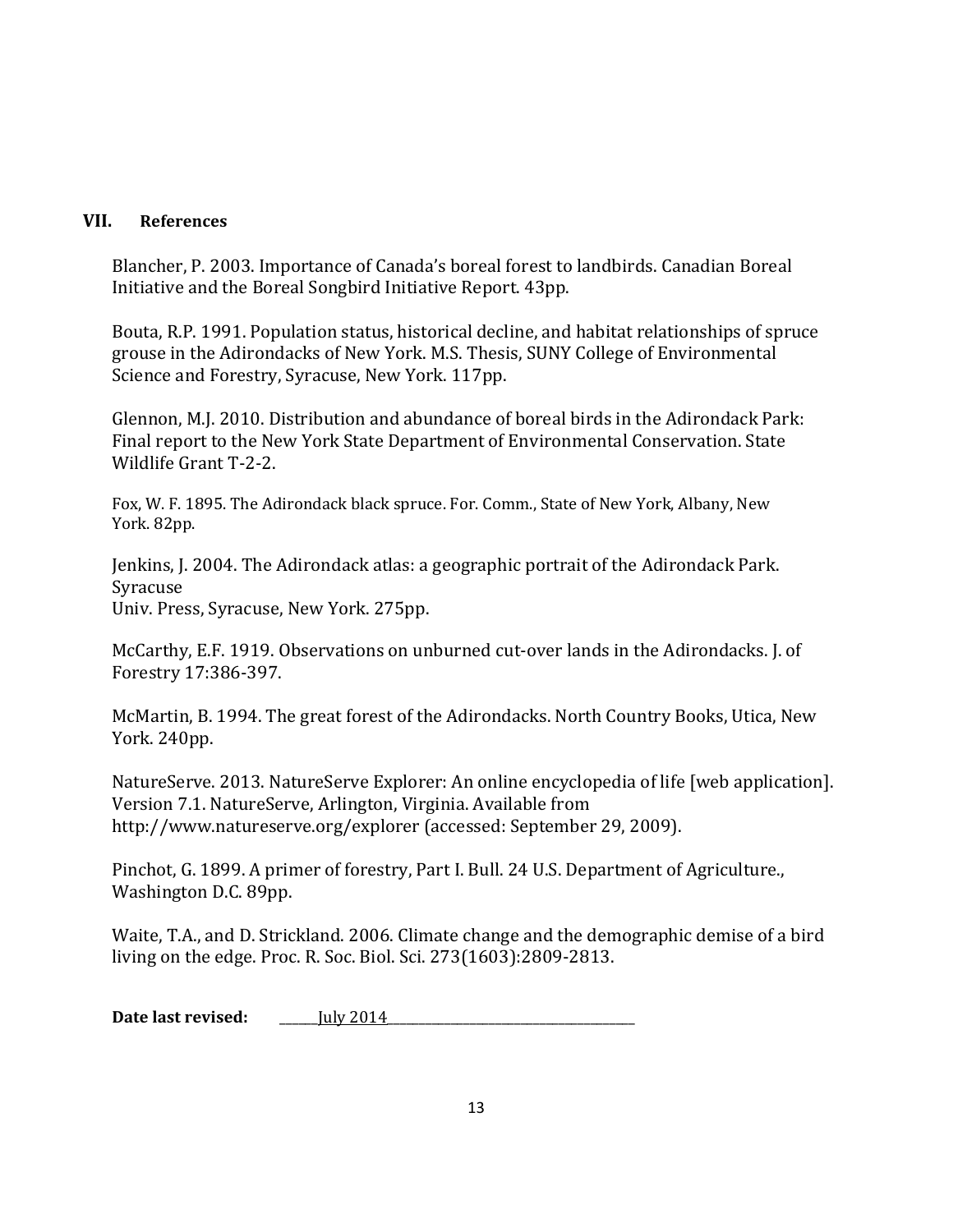## VII. References

Blancher, P. 2003. Importance of Canada's boreal forest to landbirds. Canadian Boreal Initiative and the Boreal Songbird Initiative Report. 43pp.

Bouta, R.P. 1991. Population status, historical decline, and habitat relationships of spruce grouse in the Adirondacks of New York. M.S. Thesis, SUNY College of Environmental Science and Forestry, Syracuse, New York. 117pp.

Glennon, M.J. 2010. Distribution and abundance of boreal birds in the Adirondack Park: Final report to the New York State Department of Environmental Conservation. State Wildlife Grant T-2-2.

Fox, W. F. 1895. The Adirondack black spruce. For. Comm., State of New York, Albany, New York. 82pp.

Jenkins, J. 2004. The Adirondack atlas: a geographic portrait of the Adirondack Park. Syracuse Univ. Press, Syracuse, New York. 275pp.

McCarthy, E.F. 1919. Observations on unburned cut-over lands in the Adirondacks. J. of Forestry 17:386-397.

McMartin, B. 1994. The great forest of the Adirondacks. North Country Books, Utica, New York. 240pp.

NatureServe. 2013. NatureServe Explorer: An online encyclopedia of life [web application]. Version 7.1. NatureServe, Arlington, Virginia. Available from http://www.natureserve.org/explorer (accessed: September 29, 2009).

Pinchot, G. 1899. A primer of forestry, Part I. Bull. 24 U.S. Department of Agriculture., Washington D.C. 89pp.

Waite, T.A., and D. Strickland. 2006. Climate change and the demographic demise of a bird living on the edge. Proc. R. Soc. Biol. Sci. 273(1603):2809-2813.

**Date last revised:** July 2014